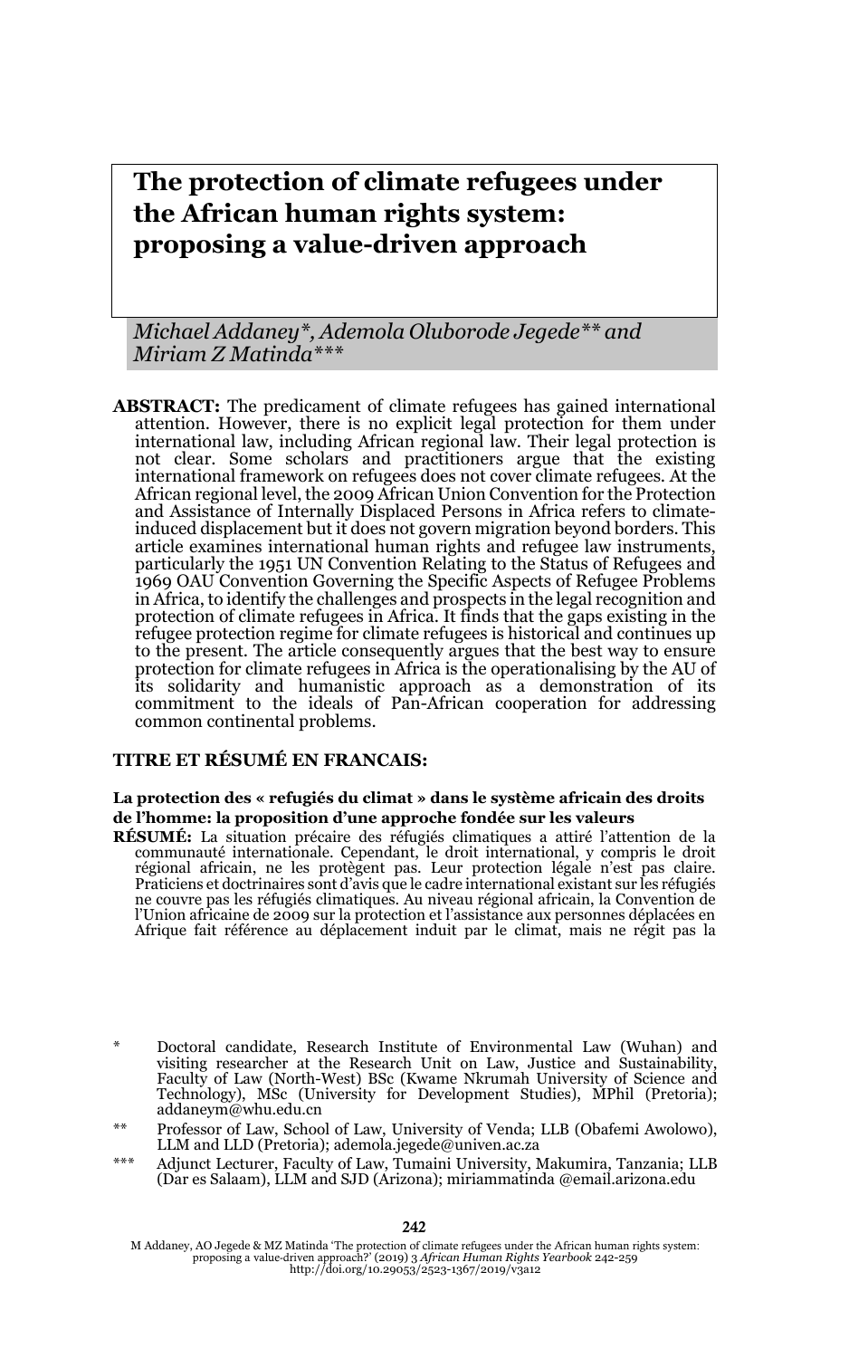# The protection of climate refugees under the African human rights system: proposing a value-driven approach

*Michael Addaney\*, Ademola Oluborode Jegede\*\* and Miriam Z Matinda\*\*\**

**ABSTRACT:** The predicament of climate refugees has gained international attention. However, there is no explicit legal protection for them under international law, including African regional law. Their legal protection is not clear. Some scholars and practitioners argue that the existing international framework on refugees does not cover climate refugees. At the African regional level, the 2009 African Union Convention for the Protection and Assistance of Internally Displaced Persons in Africa refers to climate-induced displacement but it does not govern migration beyond borders. This article examines international human rights and refugee law instruments, particularly the 1951 UN Convention Relating to the Status of Refugees and 1969 OAU Convention Governing the Specific Aspects of Refugee Problems in Africa, to identify the challenges and prospects in the legal recognition and protection of climate refugees in Africa. It finds that the gaps existing in the refugee protection regime for climate refugees is historical and continues up to the present. The article consequently argues that the best way to ensure protection for climate refugees in Africa is the operationalising by the AU of its solidarity and humanistic approach as a demonstration of its commitment to the ideals of Pan-African cooperation for addressing common continental problems.

**TITRE ET RÉSUMÉ EN FRANCAIS:**

**La protection des « refugiés du climat » dans le système africain des droits de l'homme: la proposition d'une approche fondée sur les valeurs**

**RÉSUMÉ:** La situation précaire des réfugiés climatiques a attiré l'attention de la communauté internationale. Cependant, le droit international, y compris le droit régional africain, ne les protègent pas. Leur protection légale n'est pas claire. Praticiens et doctrinaires sont d'avis que le cadre international existant sur les réfugiés ne couvre pas les réfugiés climatiques. Au niveau régional africain, la Convention de l'Union africaine de 2009 sur la protection et l'assistance aux personnes déplacées en Afrique fait référence au déplacement induit par le climat, mais ne régit pas la

\* Doctoral candidate, Research Institute of Environmental Law (Wuhan) and visiting researcher at the Research Unit on Law, Justice and Sustainability, Faculty of Law (North-West) BSc (Kwame Nkrumah University of Science and Technology), MSc (University for Development Studies), MPhil (Pretoria); addaneym@whu.edu.cn

\*\* Professor of Law, School of Law, University of Venda; LLB (Obafemi Awolowo), LLM and LLD (Pretoria); ademola.jegede@univen.ac.za

\*\*\* Adjunct Lecturer, Faculty of Law, Tumaini University, Makumira, Tanzania; LLB (Dar es Salaam), LLM and SJD (Arizona); miriammatinda @email.arizona.edu

M Addaney, AO Jegede & MZ Matinda 'The protection of climate refugees under the African human rights system: proposing a value-driven approach?' (2019) 3 *African Human Rights Yearbook* 242-259
http://doi.org/10.29053/2523-1367/2019/v3a12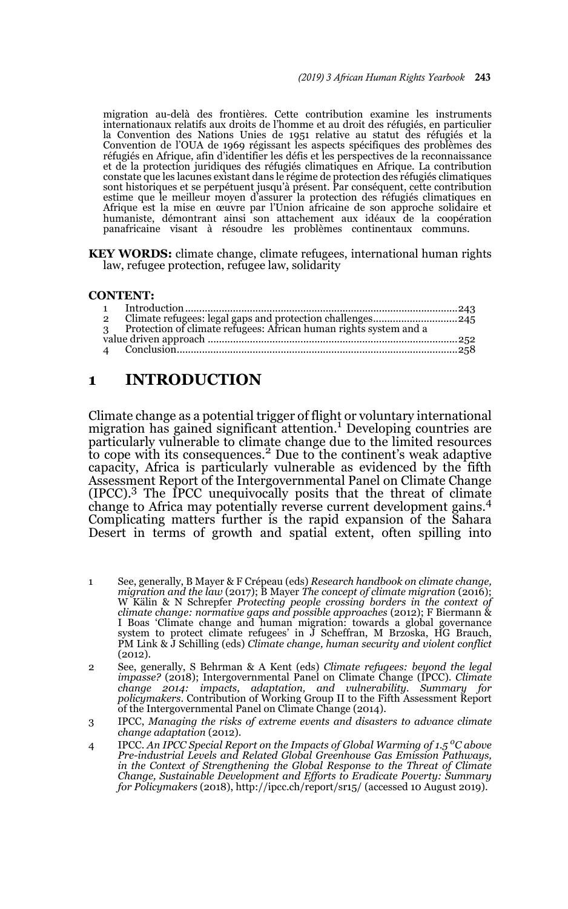migration au-delà des frontières. Cette contribution examine les instruments internationaux relatifs aux droits de l'homme et au droit des réfugiés, en particulier la Convention des Nations Unies de 1951 relative au statut des réfugiés et la Convention de l'OUA de 1969 régissant les aspects spécifiques des problèmes des réfugiés en Afrique, afin d'identifier les défis et les perspectives de la reconnaissance et de la protection juridiques des réfugiés climatiques en Afrique. La contribution constate que les lacunes existant dans le régime de protection des réfugiés climatiques sont historiques et se perpétuent jusqu'à présent. Par conséquent, cette contribution estime que le meilleur moyen d'assurer la protection des réfugiés climatiques en Afrique est la mise en œuvre par l'Union africaine de son approche solidaire et humaniste, démontrant ainsi son attachement aux idéaux de la coopération panafricaine visant à résoudre les problèmes continentaux communs.

**KEY WORDS:** climate change, climate refugees, international human rights law, refugee protection, refugee law, solidarity

**CONTENT:**

1 Introduction ............................................................ 243
2 Climate refugees: legal gaps and protection challenges ............................ 245
3 Protection of climate refugees: African human rights system and a value driven approach ............................................................ 252
4 Conclusion ............................................................ 258

# 1 INTRODUCTION

Climate change as a potential trigger of flight or voluntary international migration has gained significant attention.[1] Developing countries are particularly vulnerable to climate change due to the limited resources to cope with its consequences.[2] Due to the continent's weak adaptive capacity, Africa is particularly vulnerable as evidenced by the fifth Assessment Report of the Intergovernmental Panel on Climate Change (IPCC).[3] The IPCC unequivocally posits that the threat of climate change to Africa may potentially reverse current development gains.[4] Complicating matters further is the rapid expansion of the Sahara Desert in terms of growth and spatial extent, often spilling into

---

1 See, generally, B Mayer & F Crépeau (eds) *Research handbook on climate change, migration and the law* (2017); B Mayer *The concept of climate migration* (2016); W Kälin & N Schrepfer *Protecting people crossing borders in the context of climate change: normative gaps and possible approaches* (2012); F Biermann & I Boas 'Climate change and human migration: towards a global governance system to protect climate refugees' in J Scheffran, M Brzoska, HG Brauch, PM Link & J Schilling (eds) *Climate change, human security and violent conflict* (2012).

2 See, generally, S Behrman & A Kent (eds) *Climate refugees: beyond the legal impasse?* (2018); Intergovernmental Panel on Climate Change (IPCC). *Climate change 2014: impacts, adaptation, and vulnerability. Summary for policymakers*. Contribution of Working Group II to the Fifth Assessment Report of the Intergovernmental Panel on Climate Change (2014).

3 IPCC, *Managing the risks of extreme events and disasters to advance climate change adaptation* (2012).

4 IPCC. *An IPCC Special Report on the Impacts of Global Warming of 1.5 $^{o}$C above Pre-industrial Levels and Related Global Greenhouse Gas Emission Pathways, in the Context of Strengthening the Global Response to the Threat of Climate Change, Sustainable Development and Efforts to Eradicate Poverty: Summary for Policymakers* (2018), http://ipcc.ch/report/sr15/ (accessed 10 August 2019).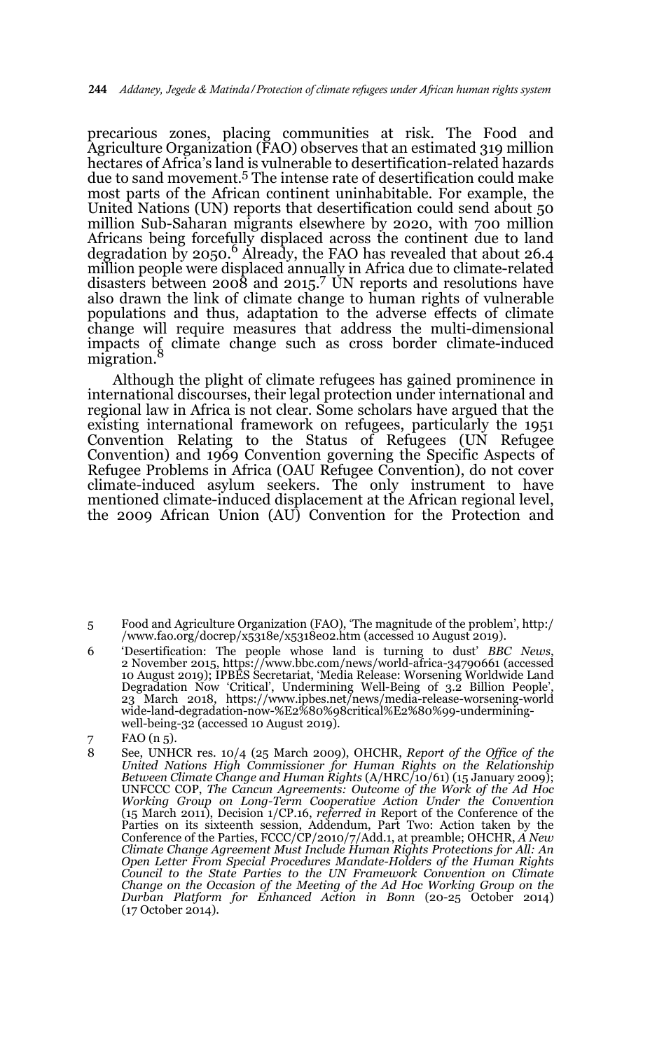precarious zones, placing communities at risk. The Food and Agriculture Organization (FAO) observes that an estimated 319 million hectares of Africa's land is vulnerable to desertification-related hazards due to sand movement.[5] The intense rate of desertification could make most parts of the African continent uninhabitable. For example, the United Nations (UN) reports that desertification could send about 50 million Sub-Saharan migrants elsewhere by 2020, with 700 million Africans being forcefully displaced across the continent due to land degradation by 2050.[6] Already, the FAO has revealed that about 26.4 million people were displaced annually in Africa due to climate-related disasters between 2008 and 2015.[7] UN reports and resolutions have also drawn the link of climate change to human rights of vulnerable populations and thus, adaptation to the adverse effects of climate change will require measures that address the multi-dimensional impacts of climate change such as cross border climate-induced migration.[8]

Although the plight of climate refugees has gained prominence in international discourses, their legal protection under international and regional law in Africa is not clear. Some scholars have argued that the existing international framework on refugees, particularly the 1951 Convention Relating to the Status of Refugees (UN Refugee Convention) and 1969 Convention governing the Specific Aspects of Refugee Problems in Africa (OAU Refugee Convention), do not cover climate-induced asylum seekers. The only instrument to have mentioned climate-induced displacement at the African regional level, the 2009 African Union (AU) Convention for the Protection and

5 Food and Agriculture Organization (FAO), 'The magnitude of the problem', http://www.fao.org/docrep/x5318e/x5318e02.htm (accessed 10 August 2019).

6 'Desertification: The people whose land is turning to dust' *BBC News*, 2 November 2015, https://www.bbc.com/news/world-africa-34790661 (accessed 10 August 2019); IPBES Secretariat, 'Media Release: Worsening Worldwide Land Degradation Now 'Critical', Undermining Well-Being of 3.2 Billion People', 23 March 2018, https://www.ipbes.net/news/media-release-worsening-worldwide-land-degradation-now-%E2%80%98critical%E2%80%99-undermining-well-being-32 (accessed 10 August 2019).

7 FAO (n 5).

8 See, UNHCR res. 10/4 (25 March 2009), OHCHR, *Report of the Office of the United Nations High Commissioner for Human Rights on the Relationship Between Climate Change and Human Rights* (A/HRC/10/61) (15 January 2009); UNFCCC COP, *The Cancun Agreements: Outcome of the Work of the Ad Hoc Working Group on Long-Term Cooperative Action Under the Convention* (15 March 2011), Decision 1/CP.16, *referred in* Report of the Conference of the Parties on its sixteenth session, Addendum, Part Two: Action taken by the Conference of the Parties, FCCC/CP/2010/7/Add.1, at preamble; OHCHR, *A New Climate Change Agreement Must Include Human Rights Protections for All: An Open Letter From Special Procedures Mandate-Holders of the Human Rights Council to the State Parties to the UN Framework Convention on Climate Change on the Occasion of the Meeting of the Ad Hoc Working Group on the Durban Platform for Enhanced Action in Bonn* (20-25 October 2014) (17 October 2014).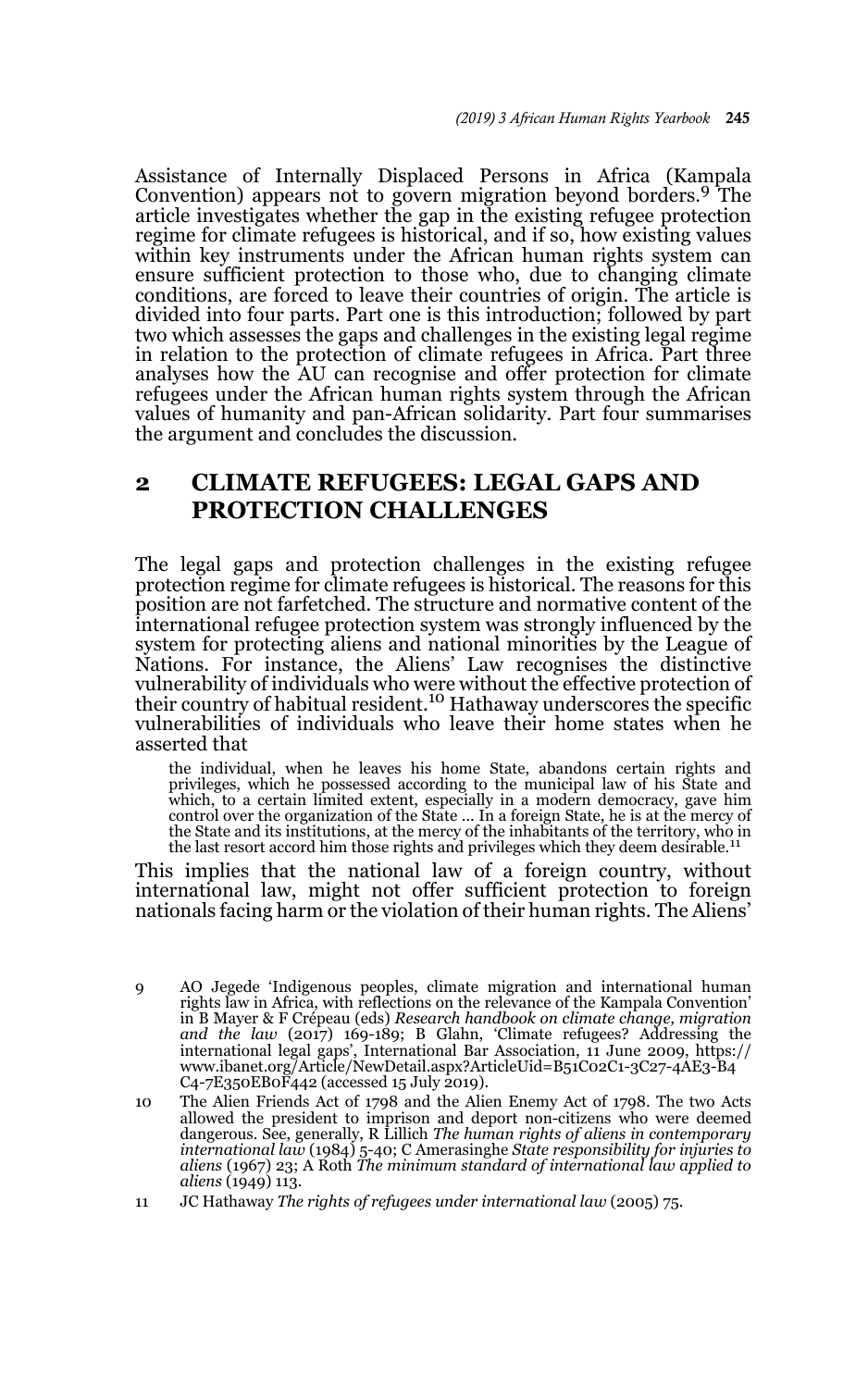Assistance of Internally Displaced Persons in Africa (Kampala Convention) appears not to govern migration beyond borders.[9] The article investigates whether the gap in the existing refugee protection regime for climate refugees is historical, and if so, how existing values within key instruments under the African human rights system can ensure sufficient protection to those who, due to changing climate conditions, are forced to leave their countries of origin. The article is divided into four parts. Part one is this introduction; followed by part two which assesses the gaps and challenges in the existing legal regime in relation to the protection of climate refugees in Africa. Part three analyses how the AU can recognise and offer protection for climate refugees under the African human rights system through the African values of humanity and pan-African solidarity. Part four summarises the argument and concludes the discussion.

## 2 CLIMATE REFUGEES: LEGAL GAPS AND PROTECTION CHALLENGES

The legal gaps and protection challenges in the existing refugee protection regime for climate refugees is historical. The reasons for this position are not farfetched. The structure and normative content of the international refugee protection system was strongly influenced by the system for protecting aliens and national minorities by the League of Nations. For instance, the Aliens' Law recognises the distinctive vulnerability of individuals who were without the effective protection of their country of habitual resident.[10] Hathaway underscores the specific vulnerabilities of individuals who leave their home states when he asserted that

> the individual, when he leaves his home State, abandons certain rights and privileges, which he possessed according to the municipal law of his State and which, to a certain limited extent, especially in a modern democracy, gave him control over the organization of the State ... In a foreign State, he is at the mercy of the State and its institutions, at the mercy of the inhabitants of the territory, who in the last resort accord him those rights and privileges which they deem desirable.[11]

This implies that the national law of a foreign country, without international law, might not offer sufficient protection to foreign nationals facing harm or the violation of their human rights. The Aliens'

---

9 AO Jegede 'Indigenous peoples, climate migration and international human rights law in Africa, with reflections on the relevance of the Kampala Convention' in B Mayer & F Crépeau (eds) *Research handbook on climate change, migration and the law* (2017) 169-189; B Glahn, 'Climate refugees? Addressing the international legal gaps', International Bar Association, 11 June 2009, https://www.ibanet.org/Article/NewDetail.aspx?ArticleUid=B51C02C1-3C27-4AE3-B4C4-7E350EB0F442 (accessed 15 July 2019).

10 The Alien Friends Act of 1798 and the Alien Enemy Act of 1798. The two Acts allowed the president to imprison and deport non-citizens who were deemed dangerous. See, generally, R Lillich *The human rights of aliens in contemporary international law* (1984) 5-40; C Amerasinghe *State responsibility for injuries to aliens* (1967) 23; A Roth *The minimum standard of international law applied to aliens* (1949) 113.

11 JC Hathaway *The rights of refugees under international law* (2005) 75.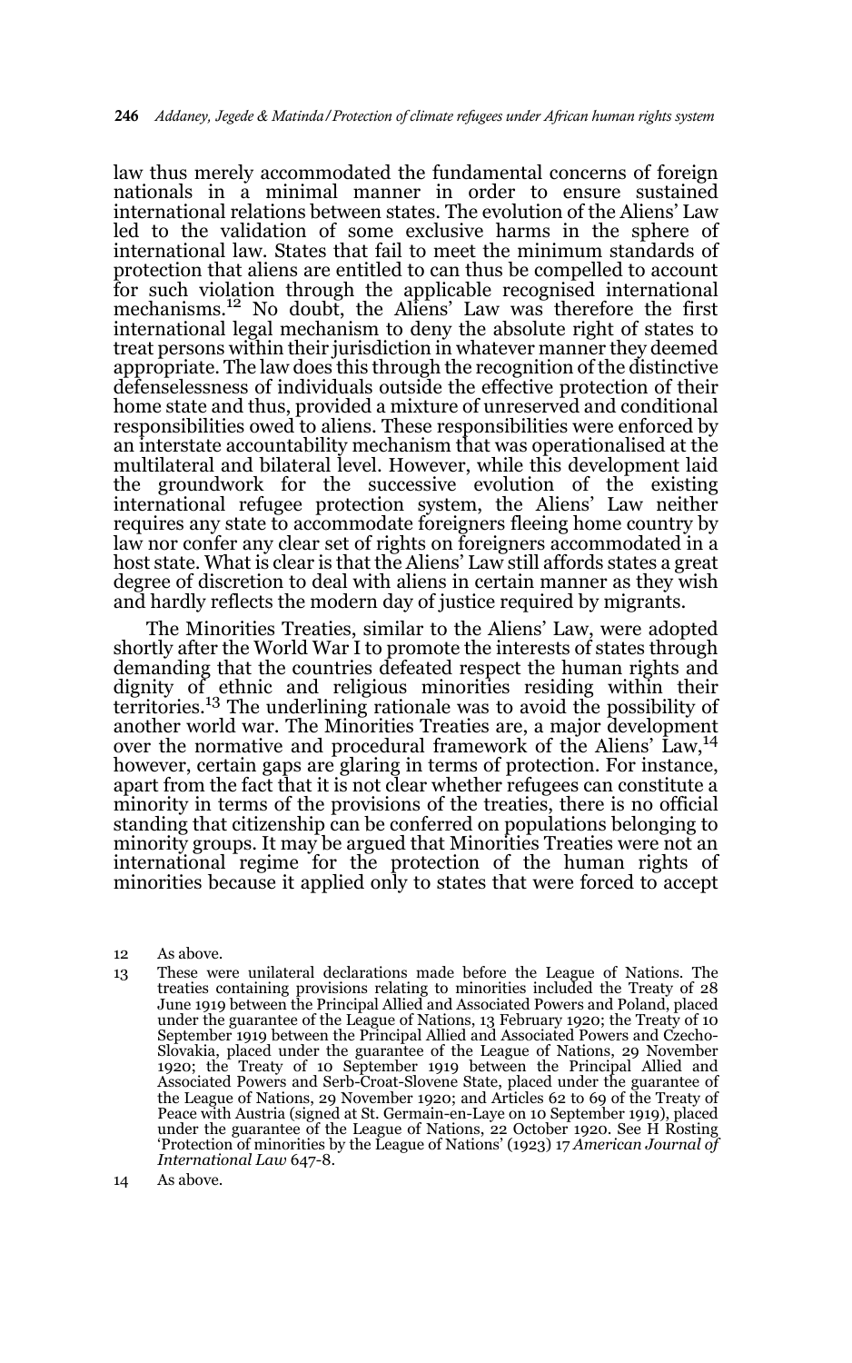law thus merely accommodated the fundamental concerns of foreign nationals in a minimal manner in order to ensure sustained international relations between states. The evolution of the Aliens' Law led to the validation of some exclusive harms in the sphere of international law. States that fail to meet the minimum standards of protection that aliens are entitled to can thus be compelled to account for such violation through the applicable recognised international mechanisms.[12] No doubt, the Aliens' Law was therefore the first international legal mechanism to deny the absolute right of states to treat persons within their jurisdiction in whatever manner they deemed appropriate. The law does this through the recognition of the distinctive defenselessness of individuals outside the effective protection of their home state and thus, provided a mixture of unreserved and conditional responsibilities owed to aliens. These responsibilities were enforced by an interstate accountability mechanism that was operationalised at the multilateral and bilateral level. However, while this development laid the groundwork for the successive evolution of the existing international refugee protection system, the Aliens' Law neither requires any state to accommodate foreigners fleeing home country by law nor confer any clear set of rights on foreigners accommodated in a host state. What is clear is that the Aliens' Law still affords states a great degree of discretion to deal with aliens in certain manner as they wish and hardly reflects the modern day of justice required by migrants.

The Minorities Treaties, similar to the Aliens' Law, were adopted shortly after the World War I to promote the interests of states through demanding that the countries defeated respect the human rights and dignity of ethnic and religious minorities residing within their territories.[13] The underlining rationale was to avoid the possibility of another world war. The Minorities Treaties are, a major development over the normative and procedural framework of the Aliens' Law,[14] however, certain gaps are glaring in terms of protection. For instance, apart from the fact that it is not clear whether refugees can constitute a minority in terms of the provisions of the treaties, there is no official standing that citizenship can be conferred on populations belonging to minority groups. It may be argued that Minorities Treaties were not an international regime for the protection of the human rights of minorities because it applied only to states that were forced to accept

12 As above.

13 These were unilateral declarations made before the League of Nations. The treaties containing provisions relating to minorities included the Treaty of 28 June 1919 between the Principal Allied and Associated Powers and Poland, placed under the guarantee of the League of Nations, 13 February 1920; the Treaty of 10 September 1919 between the Principal Allied and Associated Powers and Czecho-Slovakia, placed under the guarantee of the League of Nations, 29 November 1920; the Treaty of 10 September 1919 between the Principal Allied and Associated Powers and Serb-Croat-Slovene State, placed under the guarantee of the League of Nations, 29 November 1920; and Articles 62 to 69 of the Treaty of Peace with Austria (signed at St. Germain-en-Laye on 10 September 1919), placed under the guarantee of the League of Nations, 22 October 1920. See H Rosting 'Protection of minorities by the League of Nations' (1923) 17 *American Journal of International Law* 647-8.

14 As above.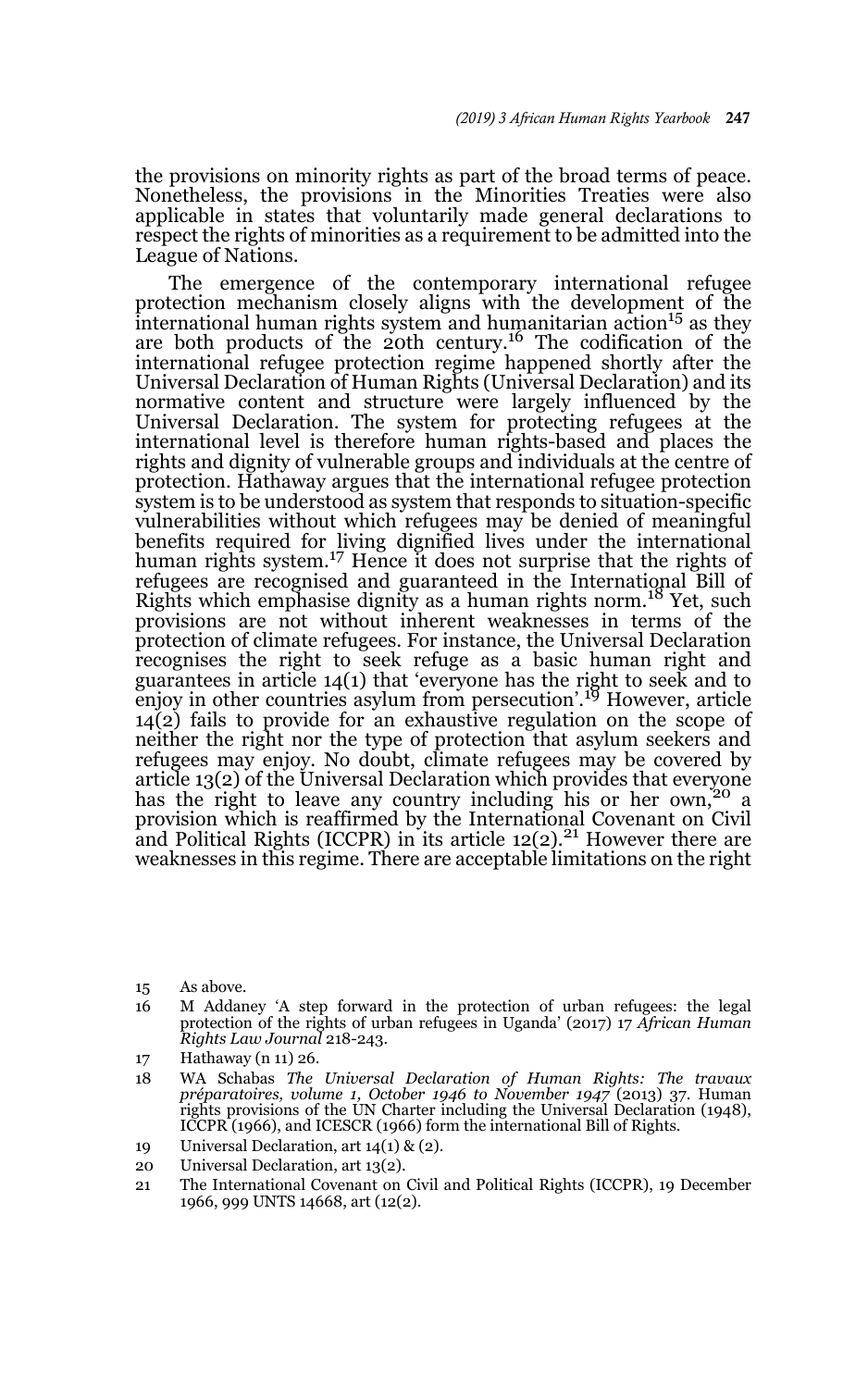the provisions on minority rights as part of the broad terms of peace. Nonetheless, the provisions in the Minorities Treaties were also applicable in states that voluntarily made general declarations to respect the rights of minorities as a requirement to be admitted into the League of Nations.

The emergence of the contemporary international refugee protection mechanism closely aligns with the development of the international human rights system and humanitarian action[15] as they are both products of the 20th century.[16] The codification of the international refugee protection regime happened shortly after the Universal Declaration of Human Rights (Universal Declaration) and its normative content and structure were largely influenced by the Universal Declaration. The system for protecting refugees at the international level is therefore human rights-based and places the rights and dignity of vulnerable groups and individuals at the centre of protection. Hathaway argues that the international refugee protection system is to be understood as system that responds to situation-specific vulnerabilities without which refugees may be denied of meaningful benefits required for living dignified lives under the international human rights system.[17] Hence it does not surprise that the rights of refugees are recognised and guaranteed in the International Bill of Rights which emphasise dignity as a human rights norm.[18] Yet, such provisions are not without inherent weaknesses in terms of the protection of climate refugees. For instance, the Universal Declaration recognises the right to seek refuge as a basic human right and guarantees in article 14(1) that 'everyone has the right to seek and to enjoy in other countries asylum from persecution'.[19] However, article 14(2) fails to provide for an exhaustive regulation on the scope of neither the right nor the type of protection that asylum seekers and refugees may enjoy. No doubt, climate refugees may be covered by article 13(2) of the Universal Declaration which provides that everyone has the right to leave any country including his or her own,[20] a provision which is reaffirmed by the International Covenant on Civil and Political Rights (ICCPR) in its article 12(2).[21] However there are weaknesses in this regime. There are acceptable limitations on the right

15 As above.

16 M Addaney 'A step forward in the protection of urban refugees: the legal protection of the rights of urban refugees in Uganda' (2017) 17 *African Human Rights Law Journal* 218-243.

17 Hathaway (n 11) 26.

18 WA Schabas *The Universal Declaration of Human Rights: The travaux préparatoires, volume 1, October 1946 to November 1947* (2013) 37. Human rights provisions of the UN Charter including the Universal Declaration (1948), ICCPR (1966), and ICESCR (1966) form the international Bill of Rights.

19 Universal Declaration, art 14(1) & (2).

20 Universal Declaration, art 13(2).

21 The International Covenant on Civil and Political Rights (ICCPR), 19 December 1966, 999 UNTS 14668, art (12(2).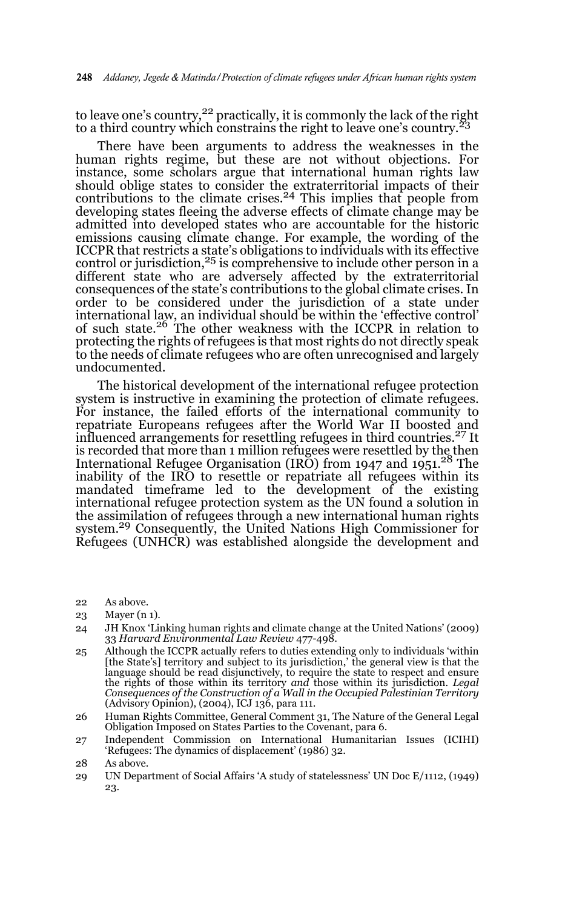to leave one's country,[22] practically, it is commonly the lack of the right to a third country which constrains the right to leave one's country.[23]

There have been arguments to address the weaknesses in the human rights regime, but these are not without objections. For instance, some scholars argue that international human rights law should oblige states to consider the extraterritorial impacts of their contributions to the climate crises.[24] This implies that people from developing states fleeing the adverse effects of climate change may be admitted into developed states who are accountable for the historic emissions causing climate change. For example, the wording of the ICCPR that restricts a state's obligations to individuals with its effective control or jurisdiction,[25] is comprehensive to include other person in a different state who are adversely affected by the extraterritorial consequences of the state's contributions to the global climate crises. In order to be considered under the jurisdiction of a state under international law, an individual should be within the 'effective control' of such state.[26] The other weakness with the ICCPR in relation to protecting the rights of refugees is that most rights do not directly speak to the needs of climate refugees who are often unrecognised and largely undocumented.

The historical development of the international refugee protection system is instructive in examining the protection of climate refugees. For instance, the failed efforts of the international community to repatriate Europeans refugees after the World War II boosted and influenced arrangements for resettling refugees in third countries.[27] It is recorded that more than 1 million refugees were resettled by the then International Refugee Organisation (IRO) from 1947 and 1951.[28] The inability of the IRO to resettle or repatriate all refugees within its mandated timeframe led to the development of the existing international refugee protection system as the UN found a solution in the assimilation of refugees through a new international human rights system.[29] Consequently, the United Nations High Commissioner for Refugees (UNHCR) was established alongside the development and

22 As above.

23 Mayer (n 1).

24 JH Knox 'Linking human rights and climate change at the United Nations' (2009) 33 *Harvard Environmental Law Review* 477-498.

25 Although the ICCPR actually refers to duties extending only to individuals 'within [the State's] territory and subject to its jurisdiction,' the general view is that the language should be read disjunctively, to require the state to respect and ensure the rights of those within its territory *and* those within its jurisdiction. *Legal Consequences of the Construction of a Wall in the Occupied Palestinian Territory* (Advisory Opinion), (2004), ICJ 136, para 111.

26 Human Rights Committee, General Comment 31, The Nature of the General Legal Obligation Imposed on States Parties to the Covenant, para 6.

27 Independent Commission on International Humanitarian Issues (ICIHI) 'Refugees: The dynamics of displacement' (1986) 32.

28 As above.

29 UN Department of Social Affairs 'A study of statelessness' UN Doc E/1112, (1949) 23.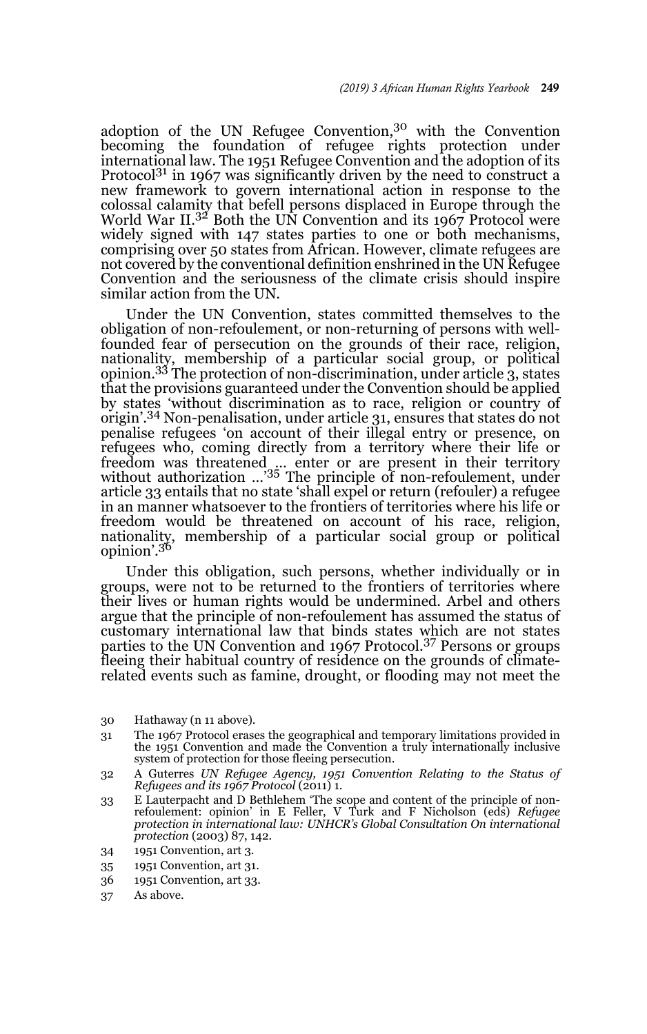adoption of the UN Refugee Convention,[30] with the Convention becoming the foundation of refugee rights protection under international law. The 1951 Refugee Convention and the adoption of its Protocol[31] in 1967 was significantly driven by the need to construct a new framework to govern international action in response to the colossal calamity that befell persons displaced in Europe through the World War II.[32] Both the UN Convention and its 1967 Protocol were widely signed with 147 states parties to one or both mechanisms, comprising over 50 states from African. However, climate refugees are not covered by the conventional definition enshrined in the UN Refugee Convention and the seriousness of the climate crisis should inspire similar action from the UN.

Under the UN Convention, states committed themselves to the obligation of non-refoulement, or non-returning of persons with well-founded fear of persecution on the grounds of their race, religion, nationality, membership of a particular social group, or political opinion.[33] The protection of non-discrimination, under article 3, states that the provisions guaranteed under the Convention should be applied by states 'without discrimination as to race, religion or country of origin'.[34] Non-penalisation, under article 31, ensures that states do not penalise refugees 'on account of their illegal entry or presence, on refugees who, coming directly from a territory where their life or freedom was threatened ... enter or are present in their territory without authorization ...'[35] The principle of non-refoulement, under article 33 entails that no state 'shall expel or return (refouler) a refugee in an manner whatsoever to the frontiers of territories where his life or freedom would be threatened on account of his race, religion, nationality, membership of a particular social group or political opinion'.[36]

Under this obligation, such persons, whether individually or in groups, were not to be returned to the frontiers of territories where their lives or human rights would be undermined. Arbel and others argue that the principle of non-refoulement has assumed the status of customary international law that binds states which are not states parties to the UN Convention and 1967 Protocol.[37] Persons or groups fleeing their habitual country of residence on the grounds of climate-related events such as famine, drought, or flooding may not meet the

---

30 Hathaway (n 11 above).

31 The 1967 Protocol erases the geographical and temporary limitations provided in the 1951 Convention and made the Convention a truly internationally inclusive system of protection for those fleeing persecution.

32 A Guterres *UN Refugee Agency, 1951 Convention Relating to the Status of Refugees and its 1967 Protocol* (2011) 1.

33 E Lauterpacht and D Bethlehem 'The scope and content of the principle of non-refoulement: opinion' in E Feller, V Turk and F Nicholson (eds) *Refugee protection in international law: UNHCR's Global Consultation On international protection* (2003) 87, 142.

34 1951 Convention, art 3.

35 1951 Convention, art 31.

36 1951 Convention, art 33.

37 As above.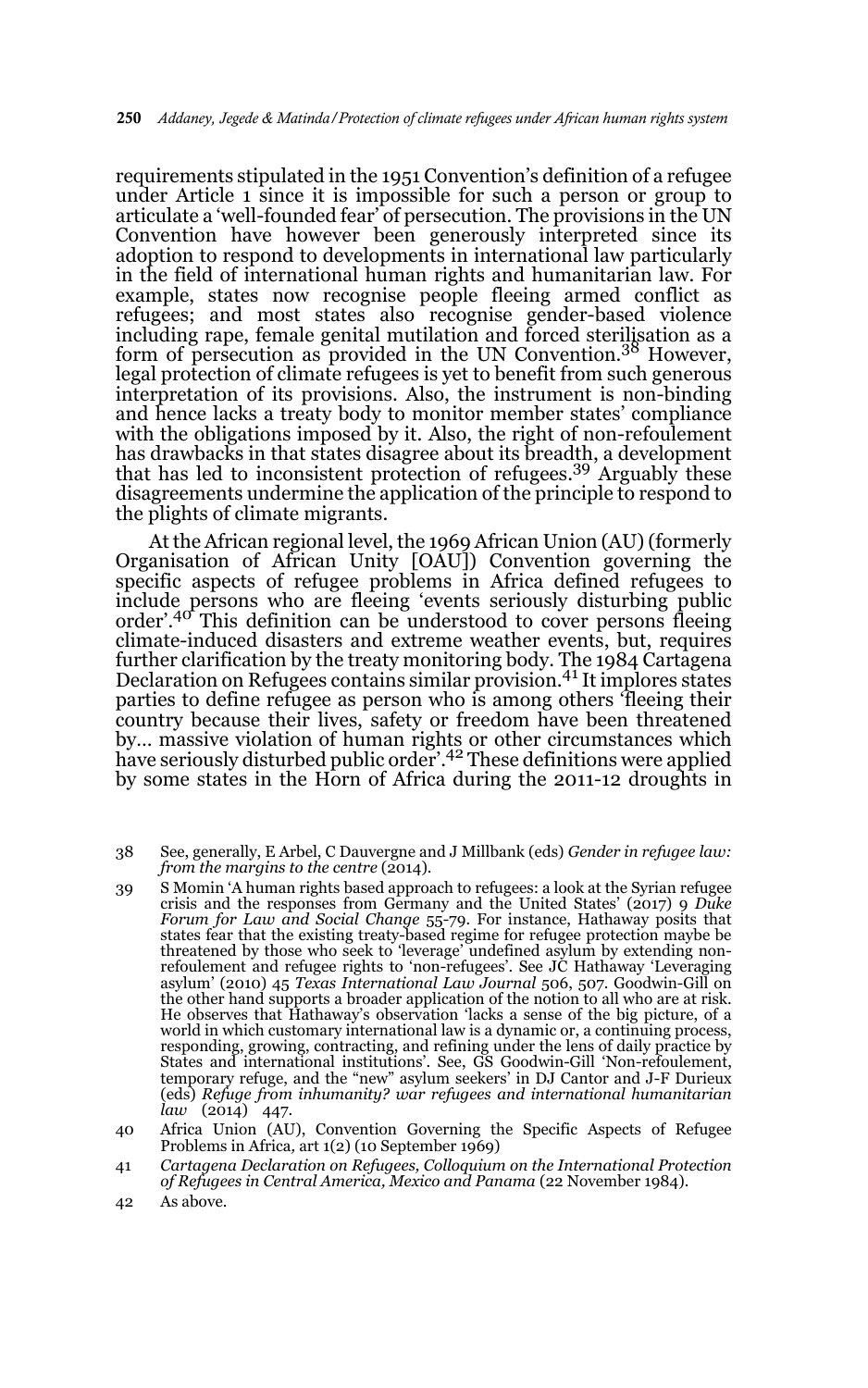requirements stipulated in the 1951 Convention's definition of a refugee under Article 1 since it is impossible for such a person or group to articulate a 'well-founded fear' of persecution. The provisions in the UN Convention have however been generously interpreted since its adoption to respond to developments in international law particularly in the field of international human rights and humanitarian law. For example, states now recognise people fleeing armed conflict as refugees; and most states also recognise gender-based violence including rape, female genital mutilation and forced sterilisation as a form of persecution as provided in the UN Convention.[38] However, legal protection of climate refugees is yet to benefit from such generous interpretation of its provisions. Also, the instrument is non-binding and hence lacks a treaty body to monitor member states' compliance with the obligations imposed by it. Also, the right of non-refoulement has drawbacks in that states disagree about its breadth, a development that has led to inconsistent protection of refugees.[39] Arguably these disagreements undermine the application of the principle to respond to the plights of climate migrants.

At the African regional level, the 1969 African Union (AU) (formerly Organisation of African Unity [OAU]) Convention governing the specific aspects of refugee problems in Africa defined refugees to include persons who are fleeing 'events seriously disturbing public order'.[40] This definition can be understood to cover persons fleeing climate-induced disasters and extreme weather events, but, requires further clarification by the treaty monitoring body. The 1984 Cartagena Declaration on Refugees contains similar provision.[41] It implores states parties to define refugee as person who is among others 'fleeing their country because their lives, safety or freedom have been threatened by… massive violation of human rights or other circumstances which have seriously disturbed public order'.[42] These definitions were applied by some states in the Horn of Africa during the 2011-12 droughts in

38 See, generally, E Arbel, C Dauvergne and J Millbank (eds) *Gender in refugee law: from the margins to the centre* (2014).

39 S Momin 'A human rights based approach to refugees: a look at the Syrian refugee crisis and the responses from Germany and the United States' (2017) 9 *Duke Forum for Law and Social Change* 55-79. For instance, Hathaway posits that states fear that the existing treaty-based regime for refugee protection maybe be threatened by those who seek to 'leverage' undefined asylum by extending non-refoulement and refugee rights to 'non-refugees'. See JC Hathaway 'Leveraging asylum' (2010) 45 *Texas International Law Journal* 506, 507. Goodwin-Gill on the other hand supports a broader application of the notion to all who are at risk. He observes that Hathaway's observation 'lacks a sense of the big picture, of a world in which customary international law is a dynamic or, a continuing process, responding, growing, contracting, and refining under the lens of daily practice by States and international institutions'. See, GS Goodwin-Gill 'Non-refoulement, temporary refuge, and the "new" asylum seekers' in DJ Cantor and J-F Durieux (eds) *Refuge from inhumanity? war refugees and international humanitarian law* (2014) 447.

40 Africa Union (AU), Convention Governing the Specific Aspects of Refugee Problems in Africa, art 1(2) (10 September 1969)

41 *Cartagena Declaration on Refugees, Colloquium on the International Protection of Refugees in Central America, Mexico and Panama* (22 November 1984).

42 As above.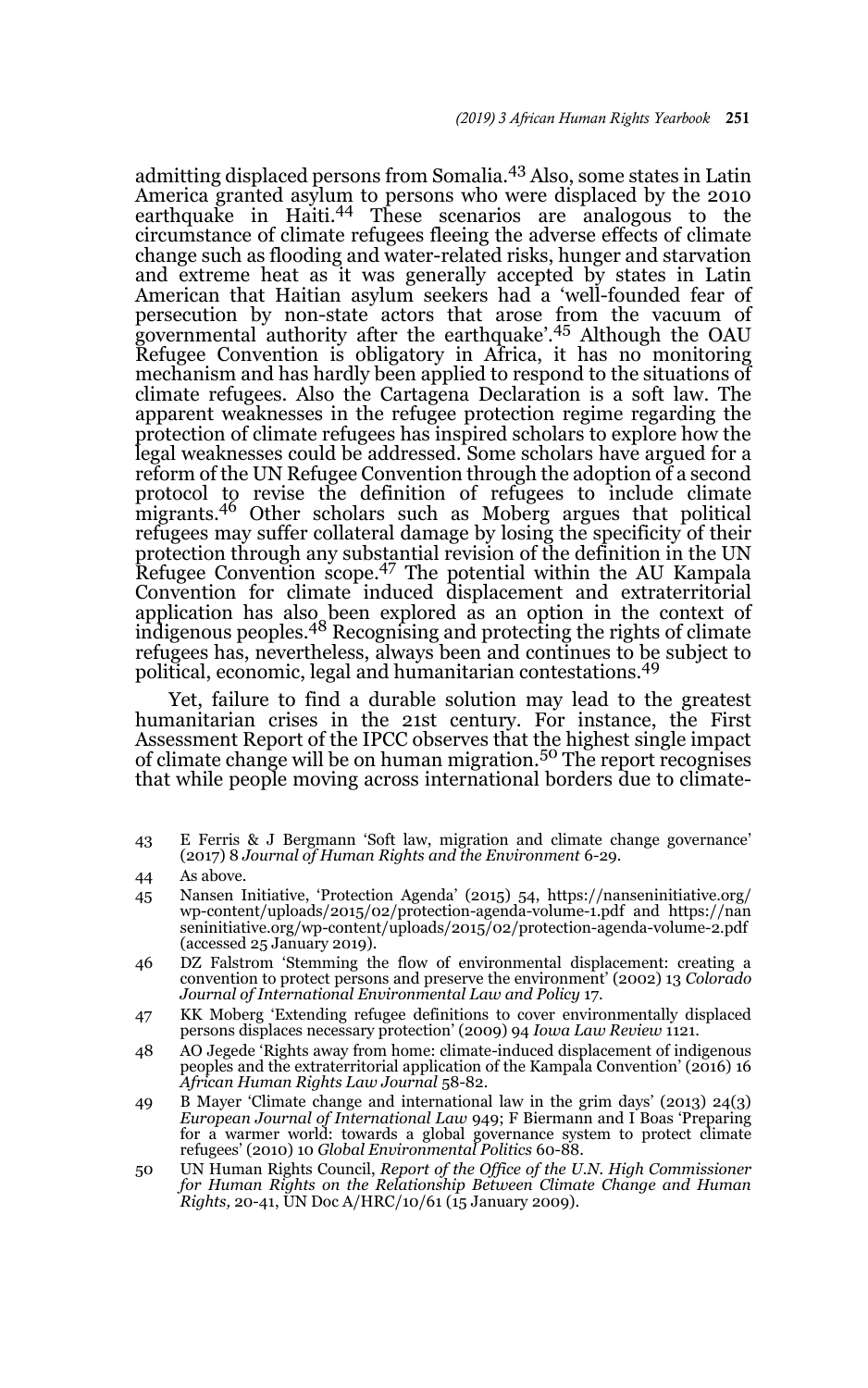admitting displaced persons from Somalia.[43] Also, some states in Latin America granted asylum to persons who were displaced by the 2010 earthquake in Haiti.[44] These scenarios are analogous to the circumstance of climate refugees fleeing the adverse effects of climate change such as flooding and water-related risks, hunger and starvation and extreme heat as it was generally accepted by states in Latin American that Haitian asylum seekers had a 'well-founded fear of persecution by non-state actors that arose from the vacuum of governmental authority after the earthquake'.[45] Although the OAU Refugee Convention is obligatory in Africa, it has no monitoring mechanism and has hardly been applied to respond to the situations of climate refugees. Also the Cartagena Declaration is a soft law. The apparent weaknesses in the refugee protection regime regarding the protection of climate refugees has inspired scholars to explore how the legal weaknesses could be addressed. Some scholars have argued for a reform of the UN Refugee Convention through the adoption of a second protocol to revise the definition of refugees to include climate migrants.[46] Other scholars such as Moberg argues that political refugees may suffer collateral damage by losing the specificity of their protection through any substantial revision of the definition in the UN Refugee Convention scope.[47] The potential within the AU Kampala Convention for climate induced displacement and extraterritorial application has also been explored as an option in the context of indigenous peoples.[48] Recognising and protecting the rights of climate refugees has, nevertheless, always been and continues to be subject to political, economic, legal and humanitarian contestations.[49]

Yet, failure to find a durable solution may lead to the greatest humanitarian crises in the 21st century. For instance, the First Assessment Report of the IPCC observes that the highest single impact of climate change will be on human migration.[50] The report recognises that while people moving across international borders due to climate-

43 E Ferris & J Bergmann 'Soft law, migration and climate change governance' (2017) 8 *Journal of Human Rights and the Environment* 6-29.

44 As above.

45 Nansen Initiative, 'Protection Agenda' (2015) 54, https://nanseninitiative.org/wp-content/uploads/2015/02/protection-agenda-volume-1.pdf and https://nanseninitiative.org/wp-content/uploads/2015/02/protection-agenda-volume-2.pdf (accessed 25 January 2019).

46 DZ Falstrom 'Stemming the flow of environmental displacement: creating a convention to protect persons and preserve the environment' (2002) 13 *Colorado Journal of International Environmental Law and Policy* 17.

47 KK Moberg 'Extending refugee definitions to cover environmentally displaced persons displaces necessary protection' (2009) 94 *Iowa Law Review* 1121.

48 AO Jegede 'Rights away from home: climate-induced displacement of indigenous peoples and the extraterritorial application of the Kampala Convention' (2016) 16 *African Human Rights Law Journal* 58-82.

49 B Mayer 'Climate change and international law in the grim days' (2013) 24(3) *European Journal of International Law* 949; F Biermann and I Boas 'Preparing for a warmer world: towards a global governance system to protect climate refugees' (2010) 10 *Global Environmental Politics* 60-88.

50 UN Human Rights Council, *Report of the Office of the U.N. High Commissioner for Human Rights on the Relationship Between Climate Change and Human Rights,* 20-41, UN Doc A/HRC/10/61 (15 January 2009).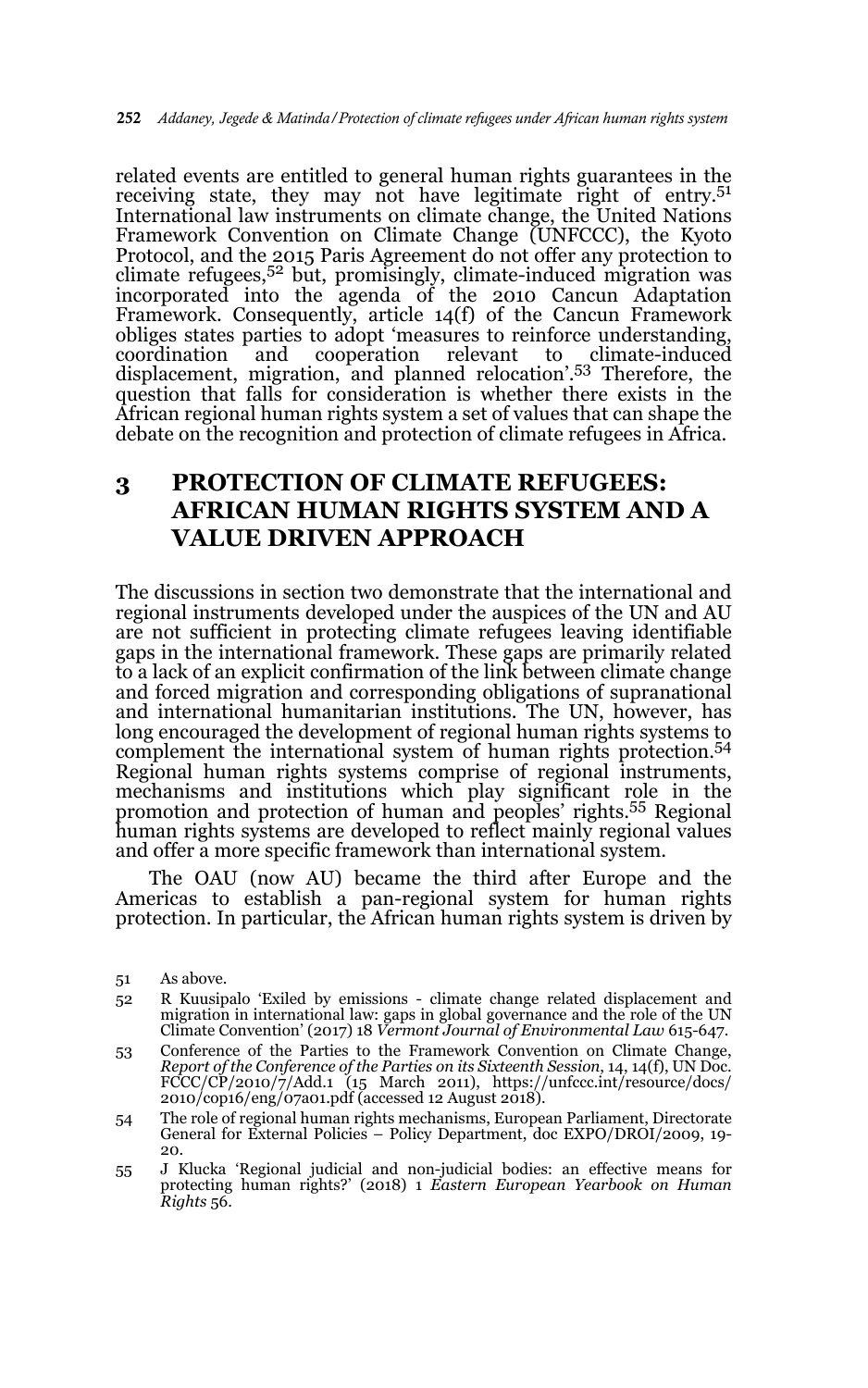related events are entitled to general human rights guarantees in the receiving state, they may not have legitimate right of entry.[51] International law instruments on climate change, the United Nations Framework Convention on Climate Change (UNFCCC), the Kyoto Protocol, and the 2015 Paris Agreement do not offer any protection to climate refugees,[52] but, promisingly, climate-induced migration was incorporated into the agenda of the 2010 Cancun Adaptation Framework. Consequently, article 14(f) of the Cancun Framework obliges states parties to adopt 'measures to reinforce understanding, coordination and cooperation relevant to climate-induced displacement, migration, and planned relocation'.[53] Therefore, the question that falls for consideration is whether there exists in the African regional human rights system a set of values that can shape the debate on the recognition and protection of climate refugees in Africa.

## 3 PROTECTION OF CLIMATE REFUGEES: AFRICAN HUMAN RIGHTS SYSTEM AND A VALUE DRIVEN APPROACH

The discussions in section two demonstrate that the international and regional instruments developed under the auspices of the UN and AU are not sufficient in protecting climate refugees leaving identifiable gaps in the international framework. These gaps are primarily related to a lack of an explicit confirmation of the link between climate change and forced migration and corresponding obligations of supranational and international humanitarian institutions. The UN, however, has long encouraged the development of regional human rights systems to complement the international system of human rights protection.[54] Regional human rights systems comprise of regional instruments, mechanisms and institutions which play significant role in the promotion and protection of human and peoples' rights.[55] Regional human rights systems are developed to reflect mainly regional values and offer a more specific framework than international system.

The OAU (now AU) became the third after Europe and the Americas to establish a pan-regional system for human rights protection. In particular, the African human rights system is driven by

---

51 As above.

52 R Kuusipalo 'Exiled by emissions - climate change related displacement and migration in international law: gaps in global governance and the role of the UN Climate Convention' (2017) 18 *Vermont Journal of Environmental Law* 615-647.

53 Conference of the Parties to the Framework Convention on Climate Change, *Report of the Conference of the Parties on its Sixteenth Session*, 14, 14(f), UN Doc. FCCC/CP/2010/7/Add.1 (15 March 2011), https://unfccc.int/resource/docs/2010/cop16/eng/07a01.pdf (accessed 12 August 2018).

54 The role of regional human rights mechanisms, European Parliament, Directorate General for External Policies – Policy Department, doc EXPO/DROI/2009, 19-20.

55 J Klucka 'Regional judicial and non-judicial bodies: an effective means for protecting human rights?' (2018) 1 *Eastern European Yearbook on Human Rights* 56.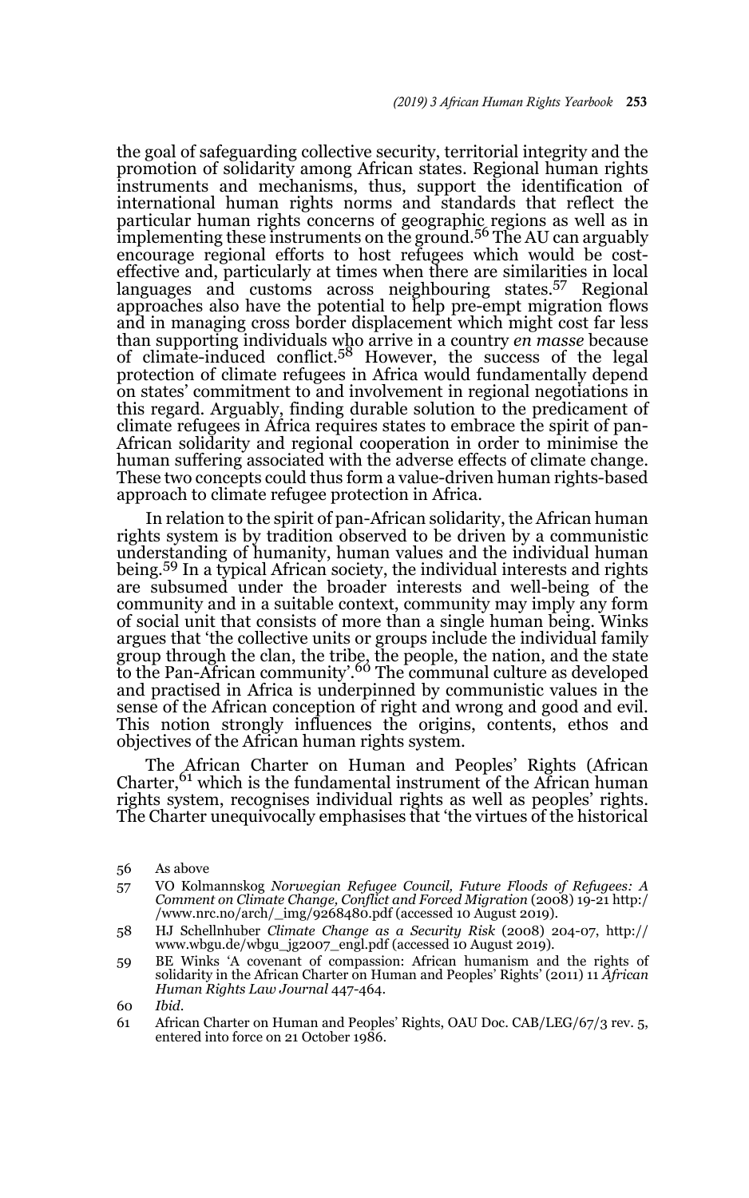the goal of safeguarding collective security, territorial integrity and the promotion of solidarity among African states. Regional human rights instruments and mechanisms, thus, support the identification of international human rights norms and standards that reflect the particular human rights concerns of geographic regions as well as in implementing these instruments on the ground.[56] The AU can arguably encourage regional efforts to host refugees which would be cost-effective and, particularly at times when there are similarities in local languages and customs across neighbouring states.[57] Regional approaches also have the potential to help pre-empt migration flows and in managing cross border displacement which might cost far less than supporting individuals who arrive in a country *en masse* because of climate-induced conflict.[58] However, the success of the legal protection of climate refugees in Africa would fundamentally depend on states' commitment to and involvement in regional negotiations in this regard. Arguably, finding durable solution to the predicament of climate refugees in Africa requires states to embrace the spirit of pan-African solidarity and regional cooperation in order to minimise the human suffering associated with the adverse effects of climate change. These two concepts could thus form a value-driven human rights-based approach to climate refugee protection in Africa.

In relation to the spirit of pan-African solidarity, the African human rights system is by tradition observed to be driven by a communistic understanding of humanity, human values and the individual human being.[59] In a typical African society, the individual interests and rights are subsumed under the broader interests and well-being of the community and in a suitable context, community may imply any form of social unit that consists of more than a single human being. Winks argues that 'the collective units or groups include the individual family group through the clan, the tribe, the people, the nation, and the state to the Pan-African community'.[60] The communal culture as developed and practised in Africa is underpinned by communistic values in the sense of the African conception of right and wrong and good and evil. This notion strongly influences the origins, contents, ethos and objectives of the African human rights system.

The African Charter on Human and Peoples' Rights (African Charter,[61] which is the fundamental instrument of the African human rights system, recognises individual rights as well as peoples' rights. The Charter unequivocally emphasises that 'the virtues of the historical

56 As above

57 VO Kolmannskog *Norwegian Refugee Council, Future Floods of Refugees: A Comment on Climate Change, Conflict and Forced Migration* (2008) 19-21 http://www.nrc.no/arch/_img/9268480.pdf (accessed 10 August 2019).

58 HJ Schellnhuber *Climate Change as a Security Risk* (2008) 204-07, http://www.wbgu.de/wbgu_jg2007_engl.pdf (accessed 10 August 2019).

59 BE Winks 'A covenant of compassion: African humanism and the rights of solidarity in the African Charter on Human and Peoples' Rights' (2011) 11 *African Human Rights Law Journal* 447-464.

60 *Ibid*.

61 African Charter on Human and Peoples' Rights, OAU Doc. CAB/LEG/67/3 rev. 5, entered into force on 21 October 1986.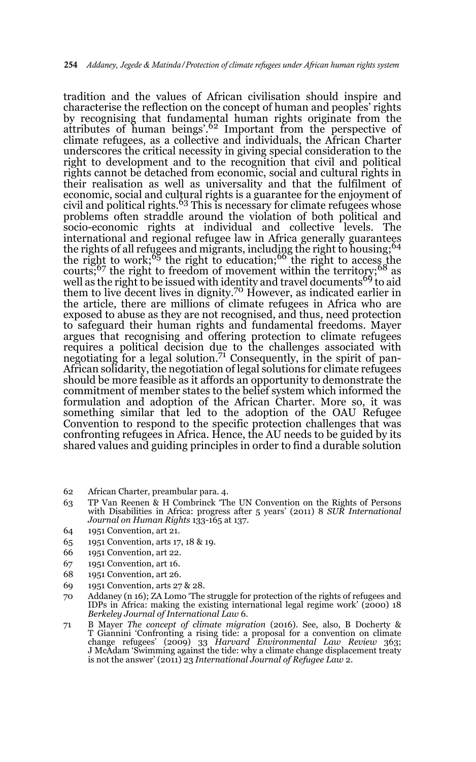tradition and the values of African civilisation should inspire and characterise the reflection on the concept of human and peoples' rights by recognising that fundamental human rights originate from the attributes of human beings'.[62] Important from the perspective of climate refugees, as a collective and individuals, the African Charter underscores the critical necessity in giving special consideration to the right to development and to the recognition that civil and political rights cannot be detached from economic, social and cultural rights in their realisation as well as universality and that the fulfilment of economic, social and cultural rights is a guarantee for the enjoyment of civil and political rights.[63] This is necessary for climate refugees whose problems often straddle around the violation of both political and socio-economic rights at individual and collective levels. The international and regional refugee law in Africa generally guarantees the rights of all refugees and migrants, including the right to housing;[64] the right to work;[65] the right to education;[66] the right to access the courts;[67] the right to freedom of movement within the territory;[68] as well as the right to be issued with identity and travel documents[69] to aid them to live decent lives in dignity.[70] However, as indicated earlier in the article, there are millions of climate refugees in Africa who are exposed to abuse as they are not recognised, and thus, need protection to safeguard their human rights and fundamental freedoms. Mayer argues that recognising and offering protection to climate refugees requires a political decision due to the challenges associated with negotiating for a legal solution.[71] Consequently, in the spirit of pan-African solidarity, the negotiation of legal solutions for climate refugees should be more feasible as it affords an opportunity to demonstrate the commitment of member states to the belief system which informed the formulation and adoption of the African Charter. More so, it was something similar that led to the adoption of the OAU Refugee Convention to respond to the specific protection challenges that was confronting refugees in Africa. Hence, the AU needs to be guided by its shared values and guiding principles in order to find a durable solution

62 African Charter, preambular para. 4.

63 TP Van Reenen & H Combrinck 'The UN Convention on the Rights of Persons with Disabilities in Africa: progress after 5 years' (2011) 8 *SUR International Journal on Human Rights* 133-165 at 137.

64 1951 Convention, art 21.

65 1951 Convention, arts 17, 18 & 19.

66 1951 Convention, art 22.

67 1951 Convention, art 16.

68 1951 Convention, art 26.

69 1951 Convention, arts 27 & 28.

70 Addaney (n 16); ZA Lomo 'The struggle for protection of the rights of refugees and IDPs in Africa: making the existing international legal regime work' (2000) 18 *Berkeley Journal of International Law* 6.

71 B Mayer *The concept of climate migration* (2016). See, also, B Docherty & T Giannini 'Confronting a rising tide: a proposal for a convention on climate change refugees' (2009) 33 *Harvard Environmental Law Review* 363; J McAdam 'Swimming against the tide: why a climate change displacement treaty is not the answer' (2011) 23 *International Journal of Refugee Law* 2.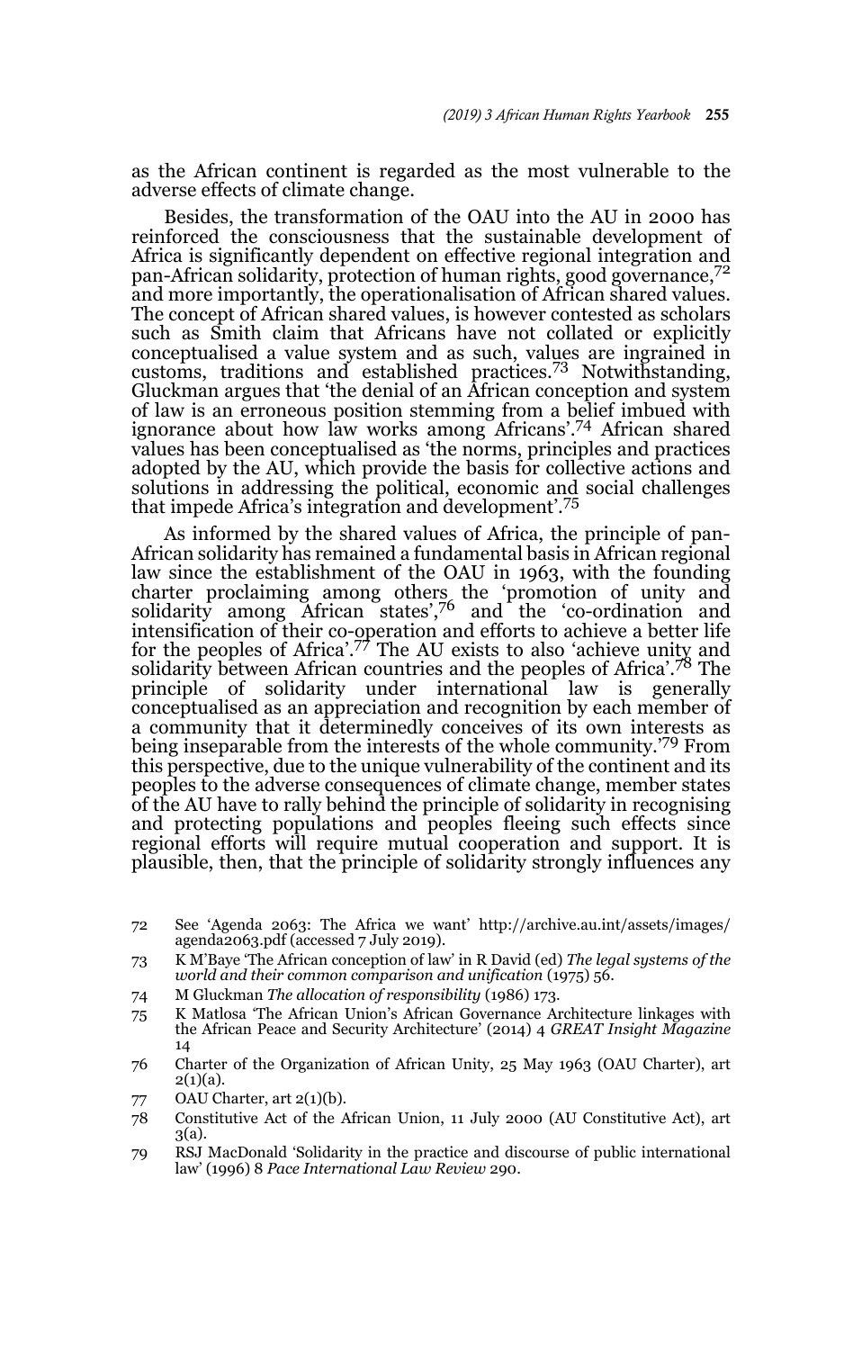as the African continent is regarded as the most vulnerable to the adverse effects of climate change.

Besides, the transformation of the OAU into the AU in 2000 has reinforced the consciousness that the sustainable development of Africa is significantly dependent on effective regional integration and pan-African solidarity, protection of human rights, good governance,[72] and more importantly, the operationalisation of African shared values. The concept of African shared values, is however contested as scholars such as Smith claim that Africans have not collated or explicitly conceptualised a value system and as such, values are ingrained in customs, traditions and established practices.[73] Notwithstanding, Gluckman argues that 'the denial of an African conception and system of law is an erroneous position stemming from a belief imbued with ignorance about how law works among Africans'.[74] African shared values has been conceptualised as 'the norms, principles and practices adopted by the AU, which provide the basis for collective actions and solutions in addressing the political, economic and social challenges that impede Africa's integration and development'.[75]

As informed by the shared values of Africa, the principle of pan-African solidarity has remained a fundamental basis in African regional law since the establishment of the OAU in 1963, with the founding charter proclaiming among others the 'promotion of unity and solidarity among African states',[76] and the 'co-ordination and intensification of their co-operation and efforts to achieve a better life for the peoples of Africa'.[77] The AU exists to also 'achieve unity and solidarity between African countries and the peoples of Africa'.[78] The principle of solidarity under international law is generally conceptualised as an appreciation and recognition by each member of a community that it determinedly conceives of its own interests as being inseparable from the interests of the whole community.'[79] From this perspective, due to the unique vulnerability of the continent and its peoples to the adverse consequences of climate change, member states of the AU have to rally behind the principle of solidarity in recognising and protecting populations and peoples fleeing such effects since regional efforts will require mutual cooperation and support. It is plausible, then, that the principle of solidarity strongly influences any

---

72 See 'Agenda 2063: The Africa we want' http://archive.au.int/assets/images/agenda2063.pdf (accessed 7 July 2019).

73 K M'Baye 'The African conception of law' in R David (ed) *The legal systems of the world and their common comparison and unification* (1975) 56.

74 M Gluckman *The allocation of responsibility* (1986) 173.

75 K Matlosa 'The African Union's African Governance Architecture linkages with the African Peace and Security Architecture' (2014) 4 *GREAT Insight Magazine* 14

76 Charter of the Organization of African Unity, 25 May 1963 (OAU Charter), art 2(1)(a).

77 OAU Charter, art 2(1)(b).

78 Constitutive Act of the African Union, 11 July 2000 (AU Constitutive Act), art 3(a).

79 RSJ MacDonald 'Solidarity in the practice and discourse of public international law' (1996) 8 *Pace International Law Review* 290.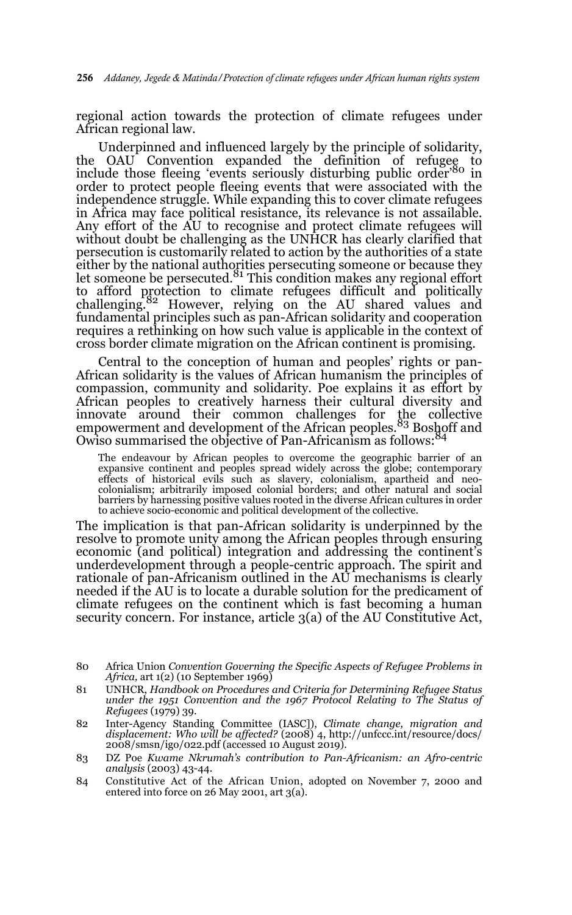regional action towards the protection of climate refugees under African regional law.

Underpinned and influenced largely by the principle of solidarity, the OAU Convention expanded the definition of refugee to include those fleeing 'events seriously disturbing public order'[80] in order to protect people fleeing events that were associated with the independence struggle. While expanding this to cover climate refugees in Africa may face political resistance, its relevance is not assailable. Any effort of the AU to recognise and protect climate refugees will without doubt be challenging as the UNHCR has clearly clarified that persecution is customarily related to action by the authorities of a state either by the national authorities persecuting someone or because they let someone be persecuted.[81] This condition makes any regional effort to afford protection to climate refugees difficult and politically challenging.[82] However, relying on the AU shared values and fundamental principles such as pan-African solidarity and cooperation requires a rethinking on how such value is applicable in the context of cross border climate migration on the African continent is promising.

Central to the conception of human and peoples' rights or pan-African solidarity is the values of African humanism the principles of compassion, community and solidarity. Poe explains it as effort by African peoples to creatively harness their cultural diversity and innovate around their common challenges for the collective empowerment and development of the African peoples.[83] Boshoff and Owiso summarised the objective of Pan-Africanism as follows:[84]

> The endeavour by African peoples to overcome the geographic barrier of an expansive continent and peoples spread widely across the globe; contemporary effects of historical evils such as slavery, colonialism, apartheid and neo-colonialism; arbitrarily imposed colonial borders; and other natural and social barriers by harnessing positive values rooted in the diverse African cultures in order to achieve socio-economic and political development of the collective.

The implication is that pan-African solidarity is underpinned by the resolve to promote unity among the African peoples through ensuring economic (and political) integration and addressing the continent's underdevelopment through a people-centric approach. The spirit and rationale of pan-Africanism outlined in the AU mechanisms is clearly needed if the AU is to locate a durable solution for the predicament of climate refugees on the continent which is fast becoming a human security concern. For instance, article 3(a) of the AU Constitutive Act,

---

80 Africa Union *Convention Governing the Specific Aspects of Refugee Problems in Africa,* art 1(2) (10 September 1969)

81 UNHCR, *Handbook on Procedures and Criteria for Determining Refugee Status under the 1951 Convention and the 1967 Protocol Relating to The Status of Refugees* (1979) 39.

82 Inter-Agency Standing Committee (IASC]), *Climate change, migration and displacement: Who will be affected?* (2008) 4, http://unfccc.int/resource/docs/2008/smsn/igo/022.pdf (accessed 10 August 2019).

83 DZ Poe *Kwame Nkrumah's contribution to Pan-Africanism: an Afro-centric analysis* (2003) 43-44.

84 Constitutive Act of the African Union, adopted on November 7, 2000 and entered into force on 26 May 2001, art 3(a).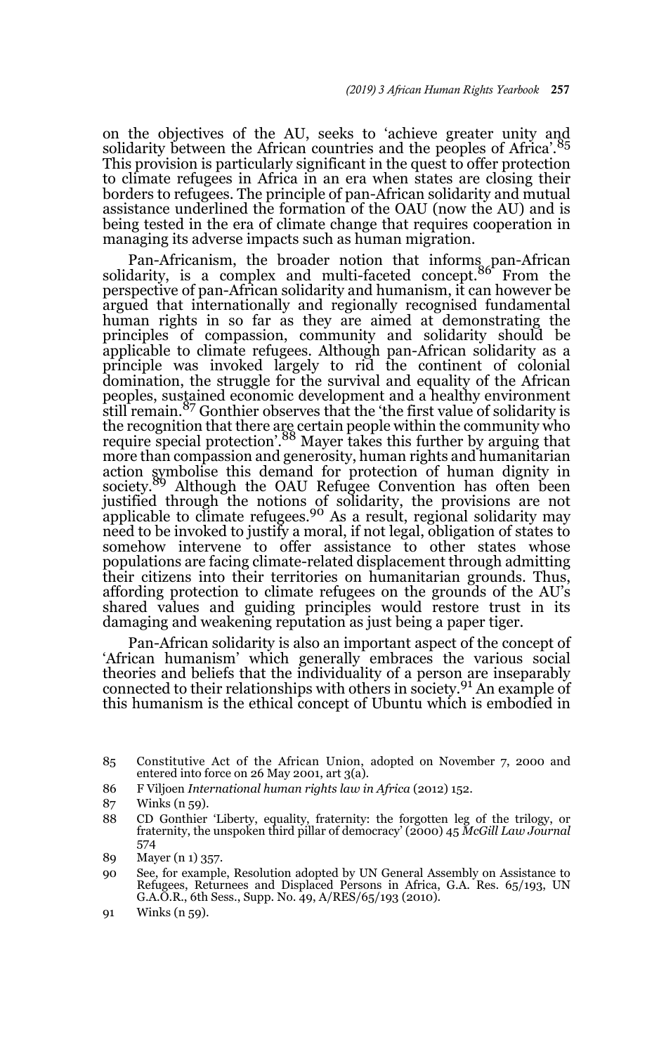on the objectives of the AU, seeks to 'achieve greater unity and solidarity between the African countries and the peoples of Africa'.[85] This provision is particularly significant in the quest to offer protection to climate refugees in Africa in an era when states are closing their borders to refugees. The principle of pan-African solidarity and mutual assistance underlined the formation of the OAU (now the AU) and is being tested in the era of climate change that requires cooperation in managing its adverse impacts such as human migration.

Pan-Africanism, the broader notion that informs pan-African solidarity, is a complex and multi-faceted concept.[86] From the perspective of pan-African solidarity and humanism, it can however be argued that internationally and regionally recognised fundamental human rights in so far as they are aimed at demonstrating the principles of compassion, community and solidarity should be applicable to climate refugees. Although pan-African solidarity as a principle was invoked largely to rid the continent of colonial domination, the struggle for the survival and equality of the African peoples, sustained economic development and a healthy environment still remain.[87] Gonthier observes that the 'the first value of solidarity is the recognition that there are certain people within the community who require special protection'.[88] Mayer takes this further by arguing that more than compassion and generosity, human rights and humanitarian action symbolise this demand for protection of human dignity in society.[89] Although the OAU Refugee Convention has often been justified through the notions of solidarity, the provisions are not applicable to climate refugees.[90] As a result, regional solidarity may need to be invoked to justify a moral, if not legal, obligation of states to somehow intervene to offer assistance to other states whose populations are facing climate-related displacement through admitting their citizens into their territories on humanitarian grounds. Thus, affording protection to climate refugees on the grounds of the AU's shared values and guiding principles would restore trust in its damaging and weakening reputation as just being a paper tiger.

Pan-African solidarity is also an important aspect of the concept of 'African humanism' which generally embraces the various social theories and beliefs that the individuality of a person are inseparably connected to their relationships with others in society.[91] An example of this humanism is the ethical concept of Ubuntu which is embodied in

85 Constitutive Act of the African Union, adopted on November 7, 2000 and entered into force on 26 May 2001, art 3(a).

86 F Viljoen *International human rights law in Africa* (2012) 152.

87 Winks (n 59).

88 CD Gonthier 'Liberty, equality, fraternity: the forgotten leg of the trilogy, or fraternity, the unspoken third pillar of democracy' (2000) 45 *McGill Law Journal* 574

89 Mayer (n 1) 357.

90 See, for example, Resolution adopted by UN General Assembly on Assistance to Refugees, Returnees and Displaced Persons in Africa, G.A. Res. 65/193, UN G.A.O.R., 6th Sess., Supp. No. 49, A/RES/65/193 (2010).

91 Winks (n 59).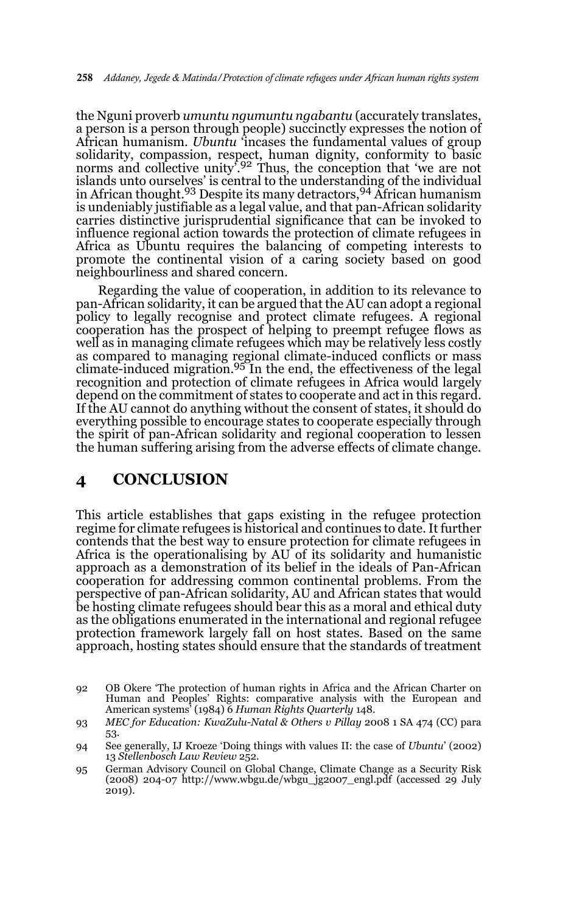the Nguni proverb *umuntu ngumuntu ngabantu* (accurately translates, a person is a person through people) succinctly expresses the notion of African humanism. *Ubuntu* 'incases the fundamental values of group solidarity, compassion, respect, human dignity, conformity to basic norms and collective unity'.[92] Thus, the conception that 'we are not islands unto ourselves' is central to the understanding of the individual in African thought.[93] Despite its many detractors,[94] African humanism is undeniably justifiable as a legal value, and that pan-African solidarity carries distinctive jurisprudential significance that can be invoked to influence regional action towards the protection of climate refugees in Africa as Ubuntu requires the balancing of competing interests to promote the continental vision of a caring society based on good neighbourliness and shared concern.

Regarding the value of cooperation, in addition to its relevance to pan-African solidarity, it can be argued that the AU can adopt a regional policy to legally recognise and protect climate refugees. A regional cooperation has the prospect of helping to preempt refugee flows as well as in managing climate refugees which may be relatively less costly as compared to managing regional climate-induced conflicts or mass climate-induced migration.[95] In the end, the effectiveness of the legal recognition and protection of climate refugees in Africa would largely depend on the commitment of states to cooperate and act in this regard. If the AU cannot do anything without the consent of states, it should do everything possible to encourage states to cooperate especially through the spirit of pan-African solidarity and regional cooperation to lessen the human suffering arising from the adverse effects of climate change.

## 4 CONCLUSION

This article establishes that gaps existing in the refugee protection regime for climate refugees is historical and continues to date. It further contends that the best way to ensure protection for climate refugees in Africa is the operationalising by AU of its solidarity and humanistic approach as a demonstration of its belief in the ideals of Pan-African cooperation for addressing common continental problems. From the perspective of pan-African solidarity, AU and African states that would be hosting climate refugees should bear this as a moral and ethical duty as the obligations enumerated in the international and regional refugee protection framework largely fall on host states. Based on the same approach, hosting states should ensure that the standards of treatment

92 OB Okere 'The protection of human rights in Africa and the African Charter on Human and Peoples' Rights: comparative analysis with the European and American systems' (1984) 6 *Human Rights Quarterly* 148.

93 *MEC for Education: KwaZulu-Natal & Others v Pillay* 2008 1 SA 474 (CC) para 53.

94 See generally, IJ Kroeze 'Doing things with values II: the case of *Ubuntu*' (2002) 13 *Stellenbosch Law Review* 252.

95 German Advisory Council on Global Change, Climate Change as a Security Risk (2008) 204-07 http://www.wbgu.de/wbgu_jg2007_engl.pdf (accessed 29 July 2019).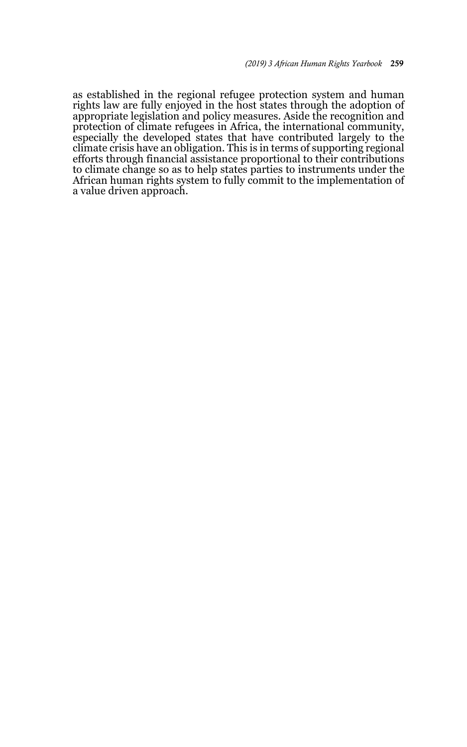as established in the regional refugee protection system and human rights law are fully enjoyed in the host states through the adoption of appropriate legislation and policy measures. Aside the recognition and protection of climate refugees in Africa, the international community, especially the developed states that have contributed largely to the climate crisis have an obligation. This is in terms of supporting regional efforts through financial assistance proportional to their contributions to climate change so as to help states parties to instruments under the African human rights system to fully commit to the implementation of a value driven approach.